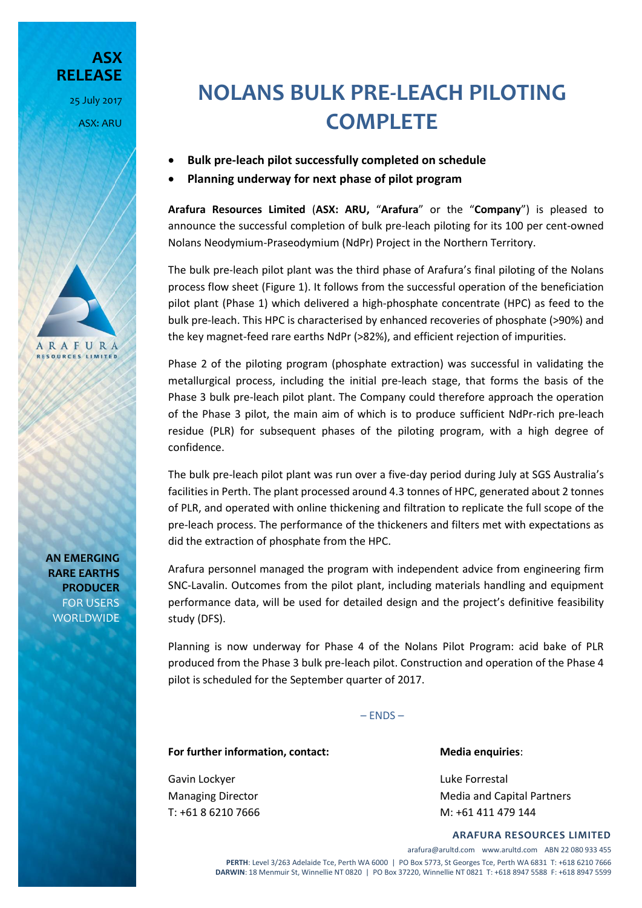**ASX RELEASE**

25 July 2017

ASX: ARU

# NOLANS BULK PRE-LEACH PILOTING COMPLETE

- **Bulk pre-leach pilot successfully completed on schedule**
- **Planning underway for next phase of pilot program**

**Arafura Resources Limited** (**ASX: ARU,** "**Arafura**" or the "**Company**") is pleased to announce the successful completion of bulk pre-leach piloting for its 100 per cent-owned Nolans Neodymium-Praseodymium (NdPr) Project in the Northern Territory.

The bulk pre-leach pilot plant was the third phase of Arafura's final piloting of the Nolans process flow sheet (Figure 1). It follows from the successful operation of the beneficiation pilot plant (Phase 1) which delivered a high-phosphate concentrate (HPC) as feed to the bulk pre-leach. This HPC is characterised by enhanced recoveries of phosphate (>90%) and the key magnet-feed rare earths NdPr (>82%), and efficient rejection of impurities.

Phase 2 of the piloting program (phosphate extraction) was successful in validating the metallurgical process, including the initial pre-leach stage, that forms the basis of the Phase 3 bulk pre-leach pilot plant. The Company could therefore approach the operation of the Phase 3 pilot, the main aim of which is to produce sufficient NdPr-rich pre-leach residue (PLR) for subsequent phases of the piloting program, with a high degree of confidence.

The bulk pre-leach pilot plant was run over a five-day period during July at SGS Australia's facilities in Perth. The plant processed around 4.3 tonnes of HPC, generated about 2 tonnes of PLR, and operated with online thickening and filtration to replicate the full scope of the pre-leach process. The performance of the thickeners and filters met with expectations as did the extraction of phosphate from the HPC.

Arafura personnel managed the program with independent advice from engineering firm SNC-Lavalin. Outcomes from the pilot plant, including materials handling and equipment performance data, will be used for detailed design and the project's definitive feasibility study (DFS).

Planning is now underway for Phase 4 of the Nolans Pilot Program: acid bake of PLR produced from the Phase 3 bulk pre-leach pilot. Construction and operation of the Phase 4 pilot is scheduled for the September quarter of 2017.

– ENDS –

**For further information, contact:**

Gavin Lockyer
Managing Director
T: +61 8 6210 7666

**Media enquiries**:

Luke Forrestal
Media and Capital Partners
M: +61 411 479 144

**AN EMERGING RARE EARTHS PRODUCER** FOR USERS WORLDWIDE

**ARAFURA RESOURCES LIMITED**

arafura@arultd.com www.arultd.com ABN 22 080 933 455

**PERTH**: Level 3/263 Adelaide Tce, Perth WA 6000 | PO Box 5773, St Georges Tce, Perth WA 6831 T: +618 6210 7666
**DARWIN**: 18 Menmuir St, Winnellie NT 0820 | PO Box 37220, Winnellie NT 0821 T: +618 8947 5588 F: +618 8947 5599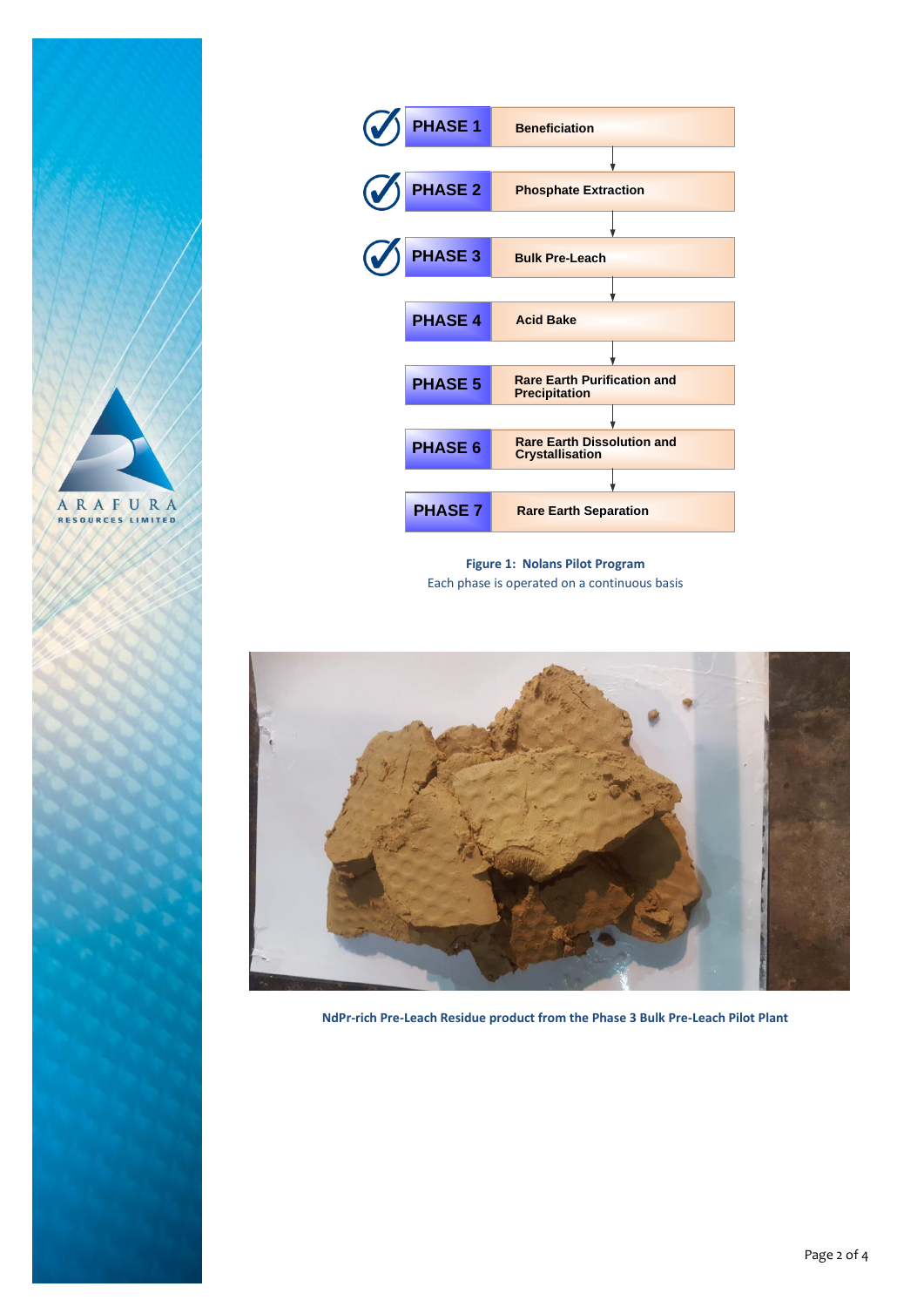| Phase | Stage |
| --- | --- |
| PHASE 1 ✓ | Beneficiation |
| PHASE 2 ✓ | Phosphate Extraction |
| PHASE 3 ✓ | Bulk Pre-Leach |
| PHASE 4 | Acid Bake |
| PHASE 5 | Rare Earth Purification and Precipitation |
| PHASE 6 | Rare Earth Dissolution and Crystallisation |
| PHASE 7 | Rare Earth Separation |

**Figure 1: Nolans Pilot Program**
Each phase is operated on a continuous basis

**NdPr-rich Pre-Leach Residue product from the Phase 3 Bulk Pre-Leach Pilot Plant**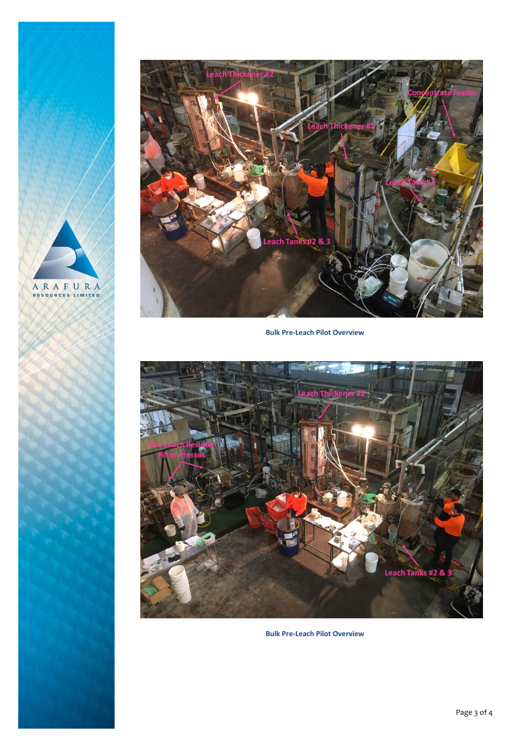Bulk Pre-Leach Pilot Overview

Bulk Pre-Leach Pilot Overview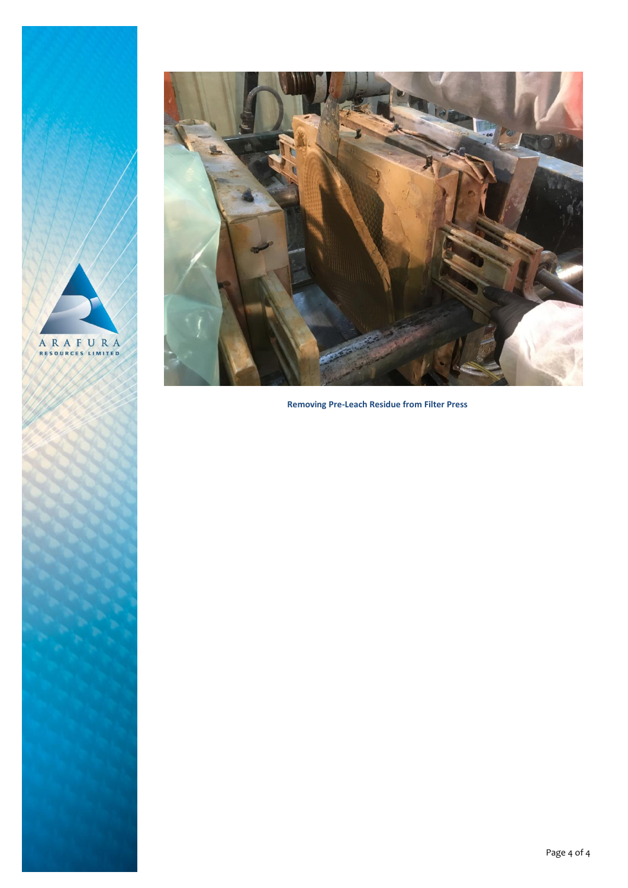Removing Pre-Leach Residue from Filter Press